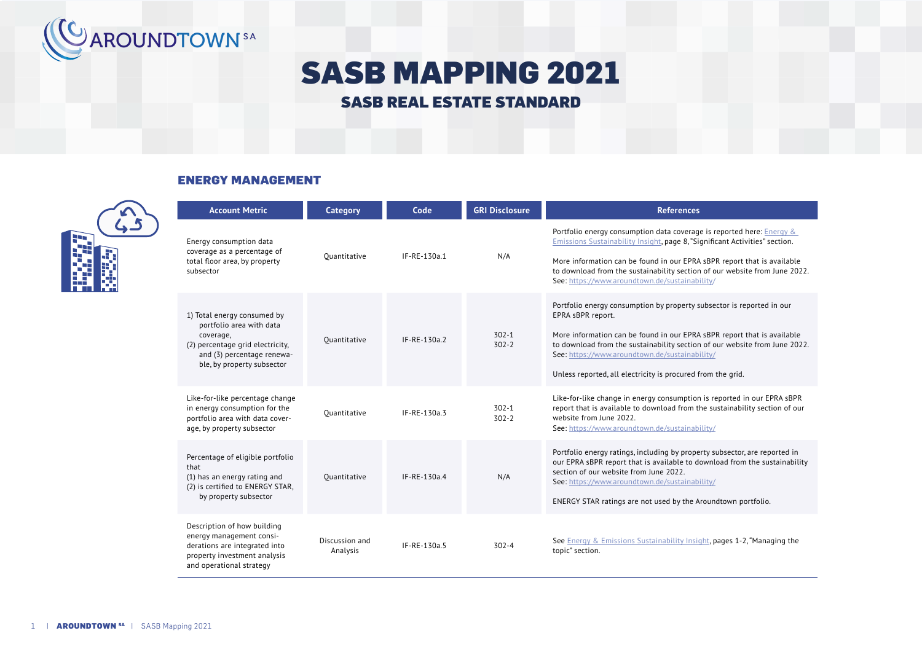# SASB MAPPING 2021

## SASB REAL ESTATE STANDARD

### ENERGY MANAGEMENT

| Account Metric | Category | Code | GRI Disclosure | References |
|---|---|---|---|---|
| Energy consumption data coverage as a percentage of total floor area, by property subsector | Quantitative | IF-RE-130a.1 | N/A | Portfolio energy consumption data coverage is reported here: Energy & Emissions Sustainability Insight, page 8, "Significant Activities" section.<br><br>More information can be found in our EPRA sBPR report that is available to download from the sustainability section of our website from June 2022. See: https://www.aroundtown.de/sustainability/ |
| 1) Total energy consumed by portfolio area with data coverage,<br>(2) percentage grid electricity, and (3) percentage renewable, by property subsector | Quantitative | IF-RE-130a.2 | 302-1<br>302-2 | Portfolio energy consumption by property subsector is reported in our EPRA sBPR report.<br><br>More information can be found in our EPRA sBPR report that is available to download from the sustainability section of our website from June 2022. See: https://www.aroundtown.de/sustainability/<br><br>Unless reported, all electricity is procured from the grid. |
| Like-for-like percentage change in energy consumption for the portfolio area with data coverage, by property subsector | Quantitative | IF-RE-130a.3 | 302-1<br>302-2 | Like-for-like change in energy consumption is reported in our EPRA sBPR report that is available to download from the sustainability section of our website from June 2022.<br>See: https://www.aroundtown.de/sustainability/ |
| Percentage of eligible portfolio that<br>(1) has an energy rating and<br>(2) is certified to ENERGY STAR, by property subsector | Quantitative | IF-RE-130a.4 | N/A | Portfolio energy ratings, including by property subsector, are reported in our EPRA sBPR report that is available to download from the sustainability section of our website from June 2022.<br>See: https://www.aroundtown.de/sustainability/<br><br>ENERGY STAR ratings are not used by the Aroundtown portfolio. |
| Description of how building energy management considerations are integrated into property investment analysis and operational strategy | Discussion and Analysis | IF-RE-130a.5 | 302-4 | See Energy & Emissions Sustainability Insight, pages 1-2, "Managing the topic" section. |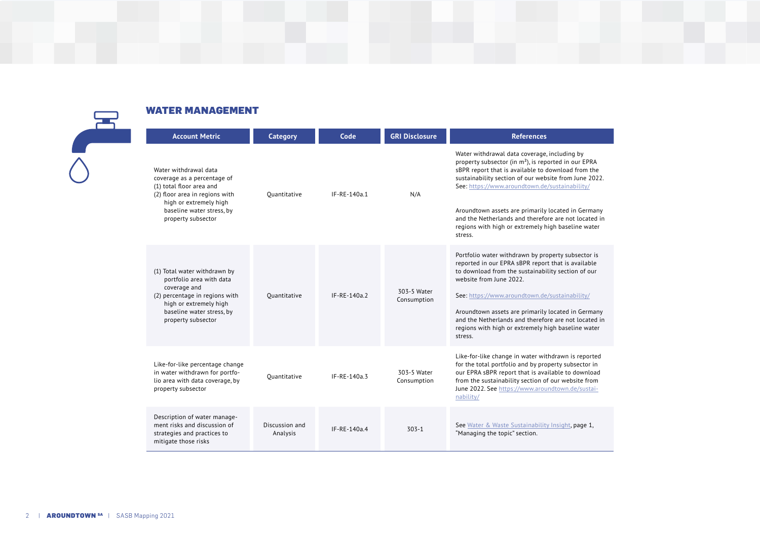## WATER MANAGEMENT

| Account Metric | Category | Code | GRI Disclosure | References |
|---|---|---|---|---|
| Water withdrawal data coverage as a percentage of (1) total floor area and (2) floor area in regions with high or extremely high baseline water stress, by property subsector | Quantitative | IF-RE-140a.1 | N/A | Water withdrawal data coverage, including by property subsector (in m²), is reported in our EPRA sBPR report that is available to download from the sustainability section of our website from June 2022. See: https://www.aroundtown.de/sustainability/<br><br>Aroundtown assets are primarily located in Germany and the Netherlands and therefore are not located in regions with high or extremely high baseline water stress. |
| (1) Total water withdrawn by portfolio area with data coverage and (2) percentage in regions with high or extremely high baseline water stress, by property subsector | Quantitative | IF-RE-140a.2 | 303-5 Water Consumption | Portfolio water withdrawn by property subsector is reported in our EPRA sBPR report that is available to download from the sustainability section of our website from June 2022.<br><br>See: https://www.aroundtown.de/sustainability/<br><br>Aroundtown assets are primarily located in Germany and the Netherlands and therefore are not located in regions with high or extremely high baseline water stress. |
| Like-for-like percentage change in water withdrawn for portfolio area with data coverage, by property subsector | Quantitative | IF-RE-140a.3 | 303-5 Water Consumption | Like-for-like change in water withdrawn is reported for the total portfolio and by property subsector in our EPRA sBPR report that is available to download from the sustainability section of our website from June 2022. See https://www.aroundtown.de/sustainability/ |
| Description of water management risks and discussion of strategies and practices to mitigate those risks | Discussion and Analysis | IF-RE-140a.4 | 303-1 | See Water & Waste Sustainability Insight, page 1, "Managing the topic" section. |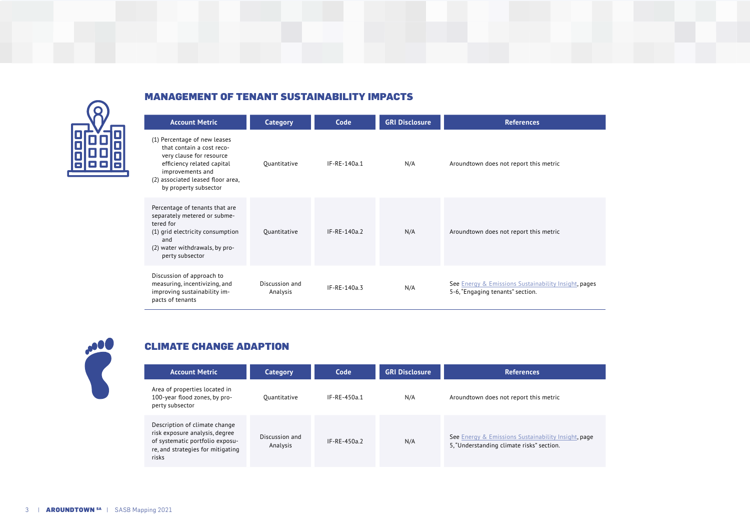## MANAGEMENT OF TENANT SUSTAINABILITY IMPACTS

| Account Metric | Category | Code | GRI Disclosure | References |
| --- | --- | --- | --- | --- |
| (1) Percentage of new leases that contain a cost recovery clause for resource efficiency related capital improvements and (2) associated leased floor area, by property subsector | Quantitative | IF-RE-140a.1 | N/A | Aroundtown does not report this metric |
| Percentage of tenants that are separately metered or submetered for (1) grid electricity consumption and (2) water withdrawals, by property subsector | Quantitative | IF-RE-140a.2 | N/A | Aroundtown does not report this metric |
| Discussion of approach to measuring, incentivizing, and improving sustainability impacts of tenants | Discussion and Analysis | IF-RE-140a.3 | N/A | See Energy & Emissions Sustainability Insight, pages 5-6, "Engaging tenants" section. |

## CLIMATE CHANGE ADAPTION

| Account Metric | Category | Code | GRI Disclosure | References |
| --- | --- | --- | --- | --- |
| Area of properties located in 100-year flood zones, by property subsector | Quantitative | IF-RE-450a.1 | N/A | Aroundtown does not report this metric |
| Description of climate change risk exposure analysis, degree of systematic portfolio exposure, and strategies for mitigating risks | Discussion and Analysis | IF-RE-450a.2 | N/A | See Energy & Emissions Sustainability Insight, page 5, "Understanding climate risks" section. |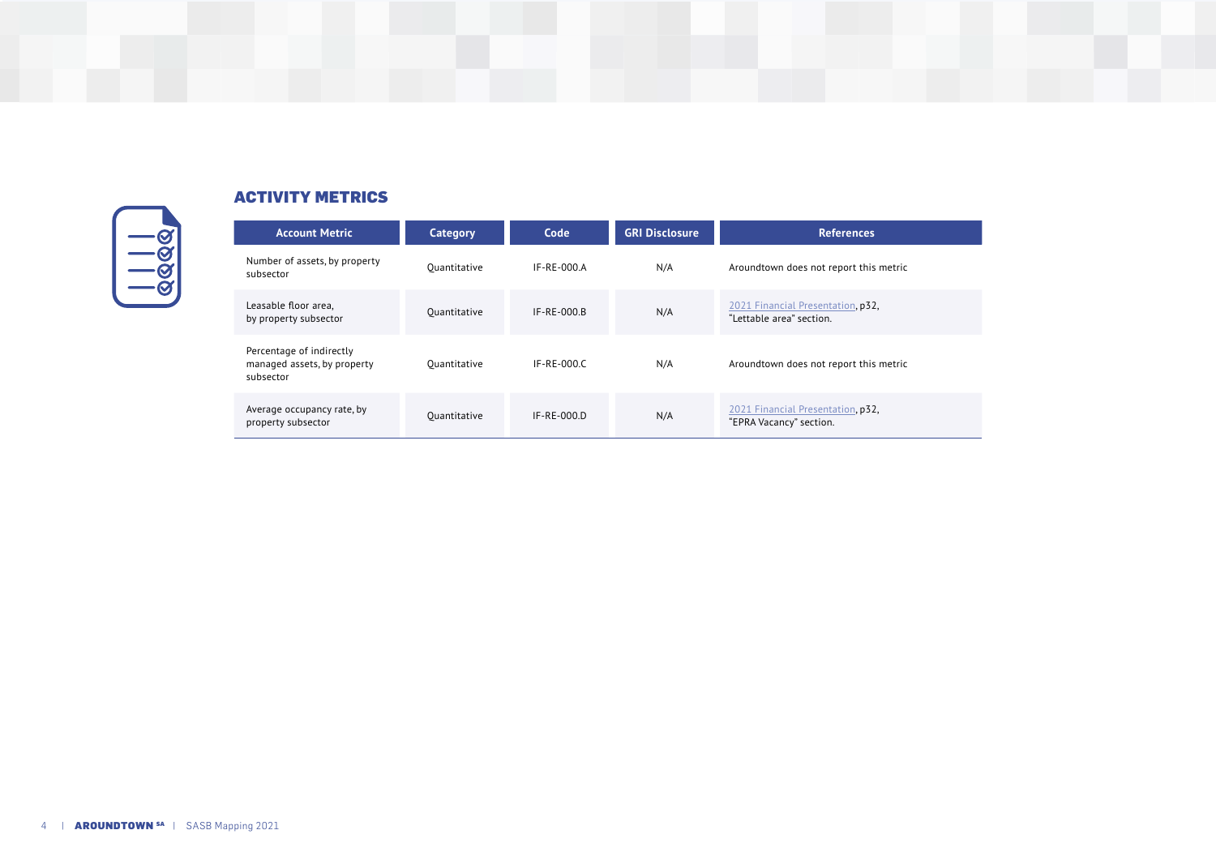## ACTIVITY METRICS

| Account Metric | Category | Code | GRI Disclosure | References |
|---|---|---|---|---|
| Number of assets, by property subsector | Quantitative | IF-RE-000.A | N/A | Aroundtown does not report this metric |
| Leasable floor area, by property subsector | Quantitative | IF-RE-000.B | N/A | 2021 Financial Presentation, p32, "Lettable area" section. |
| Percentage of indirectly managed assets, by property subsector | Quantitative | IF-RE-000.C | N/A | Aroundtown does not report this metric |
| Average occupancy rate, by property subsector | Quantitative | IF-RE-000.D | N/A | 2021 Financial Presentation, p32, "EPRA Vacancy" section. |